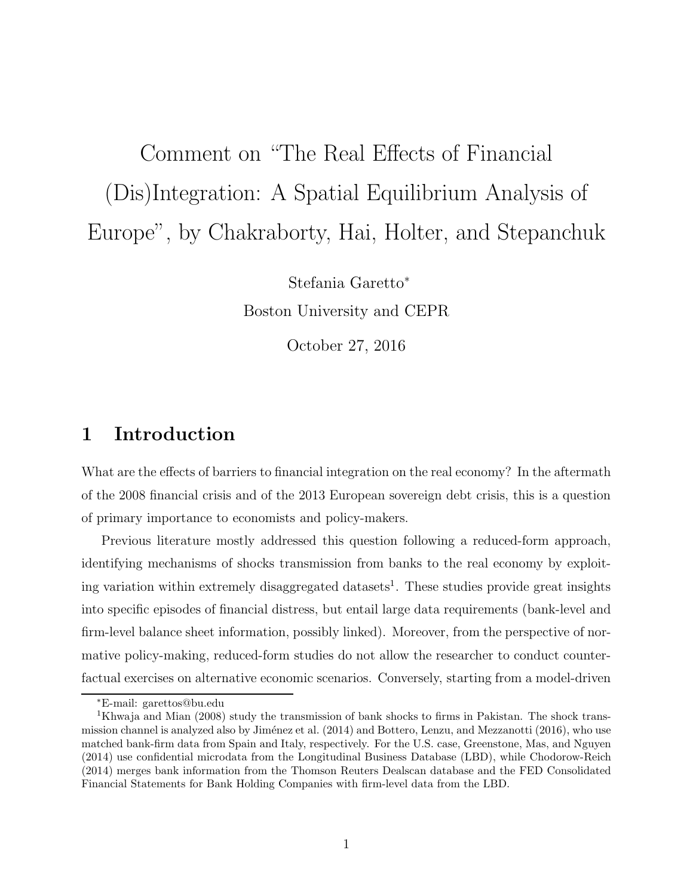# Comment on "The Real Effects of Financial (Dis)Integration: A Spatial Equilibrium Analysis of Europe", by Chakraborty, Hai, Holter, and Stepanchuk

Stefania Garetto[*]

Boston University and CEPR

October 27, 2016

## 1 Introduction

What are the effects of barriers to financial integration on the real economy? In the aftermath of the 2008 financial crisis and of the 2013 European sovereign debt crisis, this is a question of primary importance to economists and policy-makers.

Previous literature mostly addressed this question following a reduced-form approach, identifying mechanisms of shocks transmission from banks to the real economy by exploiting variation within extremely disaggregated datasets[1]. These studies provide great insights into specific episodes of financial distress, but entail large data requirements (bank-level and firm-level balance sheet information, possibly linked). Moreover, from the perspective of normative policy-making, reduced-form studies do not allow the researcher to conduct counterfactual exercises on alternative economic scenarios. Conversely, starting from a model-driven

---

[*] E-mail: garettos@bu.edu

[1] Khwaja and Mian (2008) study the transmission of bank shocks to firms in Pakistan. The shock transmission channel is analyzed also by Jiménez et al. (2014) and Bottero, Lenzu, and Mezzanotti (2016), who use matched bank-firm data from Spain and Italy, respectively. For the U.S. case, Greenstone, Mas, and Nguyen (2014) use confidential microdata from the Longitudinal Business Database (LBD), while Chodorow-Reich (2014) merges bank information from the Thomson Reuters Dealscan database and the FED Consolidated Financial Statements for Bank Holding Companies with firm-level data from the LBD.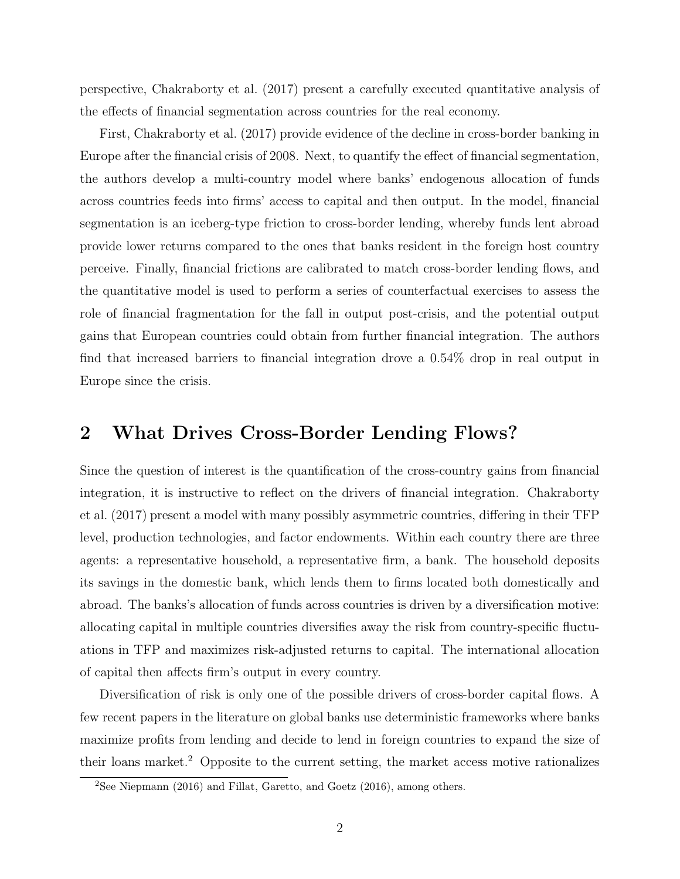perspective, Chakraborty et al. (2017) present a carefully executed quantitative analysis of the effects of financial segmentation across countries for the real economy.

First, Chakraborty et al. (2017) provide evidence of the decline in cross-border banking in Europe after the financial crisis of 2008. Next, to quantify the effect of financial segmentation, the authors develop a multi-country model where banks' endogenous allocation of funds across countries feeds into firms' access to capital and then output. In the model, financial segmentation is an iceberg-type friction to cross-border lending, whereby funds lent abroad provide lower returns compared to the ones that banks resident in the foreign host country perceive. Finally, financial frictions are calibrated to match cross-border lending flows, and the quantitative model is used to perform a series of counterfactual exercises to assess the role of financial fragmentation for the fall in output post-crisis, and the potential output gains that European countries could obtain from further financial integration. The authors find that increased barriers to financial integration drove a 0.54% drop in real output in Europe since the crisis.

## 2 What Drives Cross-Border Lending Flows?

Since the question of interest is the quantification of the cross-country gains from financial integration, it is instructive to reflect on the drivers of financial integration. Chakraborty et al. (2017) present a model with many possibly asymmetric countries, differing in their TFP level, production technologies, and factor endowments. Within each country there are three agents: a representative household, a representative firm, a bank. The household deposits its savings in the domestic bank, which lends them to firms located both domestically and abroad. The banks's allocation of funds across countries is driven by a diversification motive: allocating capital in multiple countries diversifies away the risk from country-specific fluctuations in TFP and maximizes risk-adjusted returns to capital. The international allocation of capital then affects firm's output in every country.

Diversification of risk is only one of the possible drivers of cross-border capital flows. A few recent papers in the literature on global banks use deterministic frameworks where banks maximize profits from lending and decide to lend in foreign countries to expand the size of their loans market.[2] Opposite to the current setting, the market access motive rationalizes

[2]See Niepmann (2016) and Fillat, Garetto, and Goetz (2016), among others.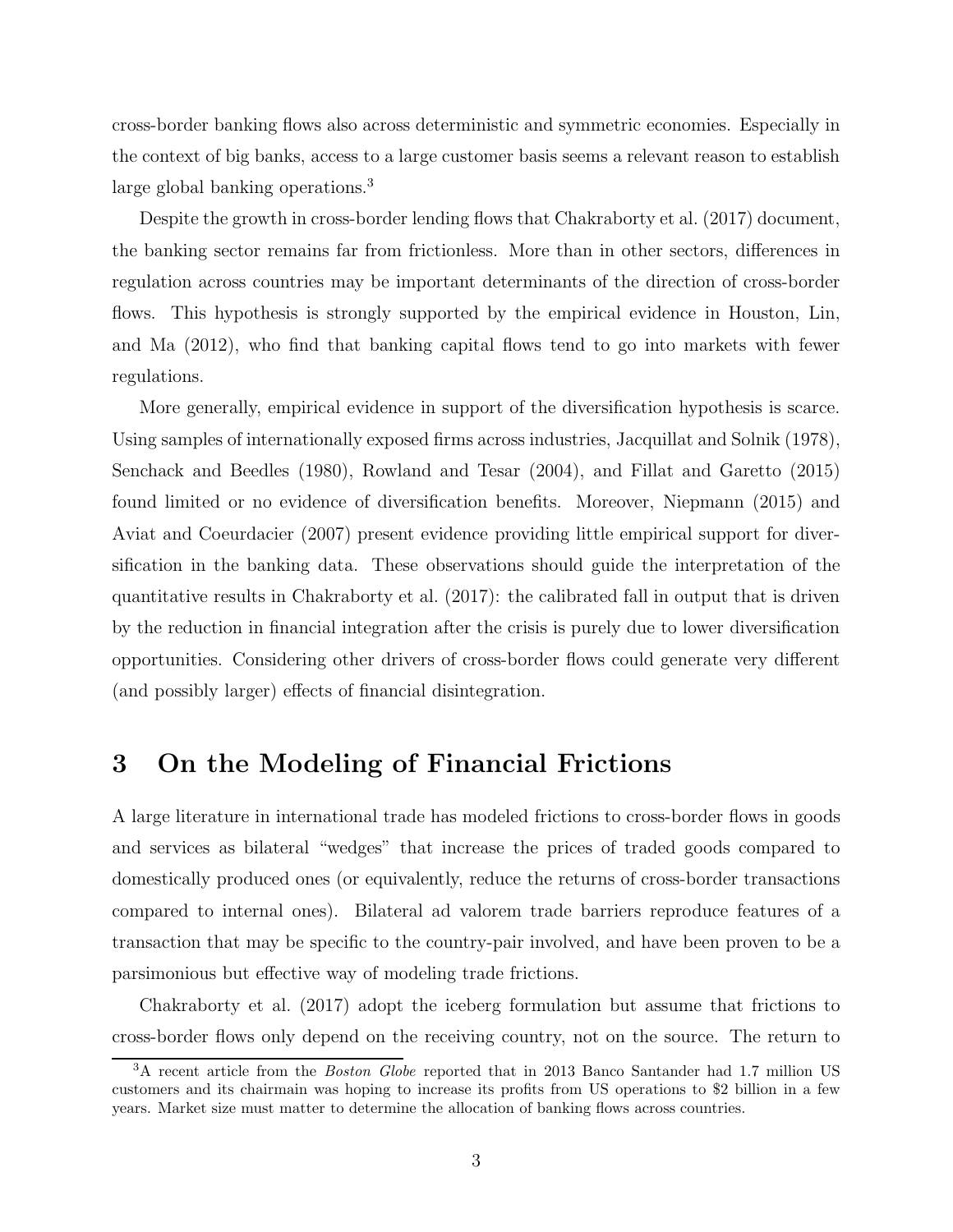cross-border banking flows also across deterministic and symmetric economies. Especially in the context of big banks, access to a large customer basis seems a relevant reason to establish large global banking operations.[3]

Despite the growth in cross-border lending flows that Chakraborty et al. (2017) document, the banking sector remains far from frictionless. More than in other sectors, differences in regulation across countries may be important determinants of the direction of cross-border flows. This hypothesis is strongly supported by the empirical evidence in Houston, Lin, and Ma (2012), who find that banking capital flows tend to go into markets with fewer regulations.

More generally, empirical evidence in support of the diversification hypothesis is scarce. Using samples of internationally exposed firms across industries, Jacquillat and Solnik (1978), Senchack and Beedles (1980), Rowland and Tesar (2004), and Fillat and Garetto (2015) found limited or no evidence of diversification benefits. Moreover, Niepmann (2015) and Aviat and Coeurdacier (2007) present evidence providing little empirical support for diversification in the banking data. These observations should guide the interpretation of the quantitative results in Chakraborty et al. (2017): the calibrated fall in output that is driven by the reduction in financial integration after the crisis is purely due to lower diversification opportunities. Considering other drivers of cross-border flows could generate very different (and possibly larger) effects of financial disintegration.

# 3 On the Modeling of Financial Frictions

A large literature in international trade has modeled frictions to cross-border flows in goods and services as bilateral "wedges" that increase the prices of traded goods compared to domestically produced ones (or equivalently, reduce the returns of cross-border transactions compared to internal ones). Bilateral ad valorem trade barriers reproduce features of a transaction that may be specific to the country-pair involved, and have been proven to be a parsimonious but effective way of modeling trade frictions.

Chakraborty et al. (2017) adopt the iceberg formulation but assume that frictions to cross-border flows only depend on the receiving country, not on the source. The return to

[3] A recent article from the *Boston Globe* reported that in 2013 Banco Santander had 1.7 million US customers and its chairmain was hoping to increase its profits from US operations to $2 billion in a few years. Market size must matter to determine the allocation of banking flows across countries.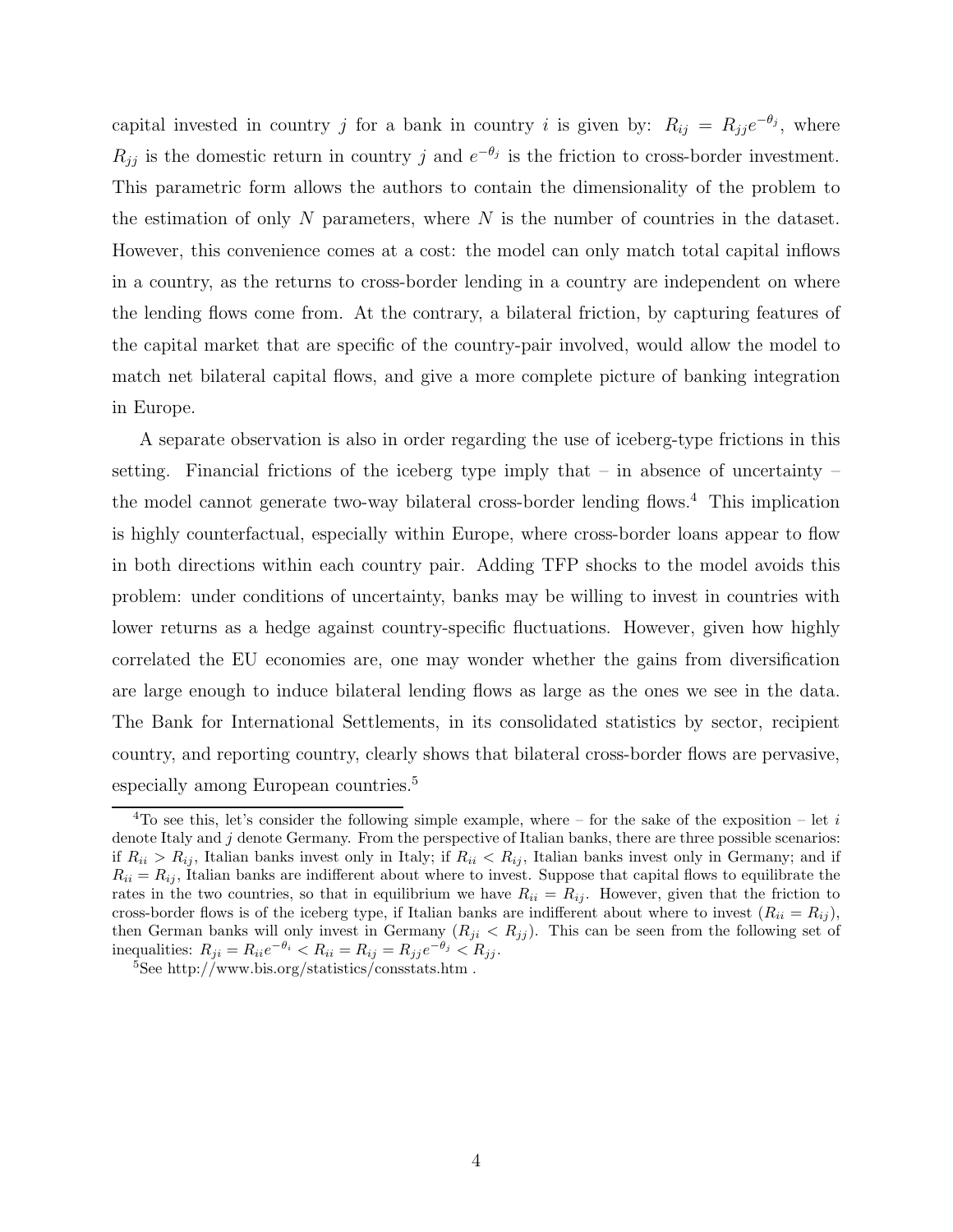capital invested in country $j$ for a bank in country $i$ is given by: $R_{ij} = R_{jj}e^{-\theta_j}$, where $R_{jj}$ is the domestic return in country $j$ and $e^{-\theta_j}$ is the friction to cross-border investment. This parametric form allows the authors to contain the dimensionality of the problem to the estimation of only $N$ parameters, where $N$ is the number of countries in the dataset. However, this convenience comes at a cost: the model can only match total capital inflows in a country, as the returns to cross-border lending in a country are independent on where the lending flows come from. At the contrary, a bilateral friction, by capturing features of the capital market that are specific of the country-pair involved, would allow the model to match net bilateral capital flows, and give a more complete picture of banking integration in Europe.

A separate observation is also in order regarding the use of iceberg-type frictions in this setting. Financial frictions of the iceberg type imply that – in absence of uncertainty – the model cannot generate two-way bilateral cross-border lending flows.[4] This implication is highly counterfactual, especially within Europe, where cross-border loans appear to flow in both directions within each country pair. Adding TFP shocks to the model avoids this problem: under conditions of uncertainty, banks may be willing to invest in countries with lower returns as a hedge against country-specific fluctuations. However, given how highly correlated the EU economies are, one may wonder whether the gains from diversification are large enough to induce bilateral lending flows as large as the ones we see in the data. The Bank for International Settlements, in its consolidated statistics by sector, recipient country, and reporting country, clearly shows that bilateral cross-border flows are pervasive, especially among European countries.[5]

[4] To see this, let's consider the following simple example, where – for the sake of the exposition – let $i$ denote Italy and $j$ denote Germany. From the perspective of Italian banks, there are three possible scenarios: if $R_{ii} > R_{ij}$, Italian banks invest only in Italy; if $R_{ii} < R_{ij}$, Italian banks invest only in Germany; and if $R_{ii} = R_{ij}$, Italian banks are indifferent about where to invest. Suppose that capital flows to equilibrate the rates in the two countries, so that in equilibrium we have $R_{ii} = R_{ij}$. However, given that the friction to cross-border flows is of the iceberg type, if Italian banks are indifferent about where to invest ($R_{ii} = R_{ij}$), then German banks will only invest in Germany ($R_{ji} < R_{jj}$). This can be seen from the following set of inequalities: $R_{ji} = R_{ii}e^{-\theta_i} < R_{ii} = R_{ij} = R_{jj}e^{-\theta_j} < R_{jj}$.

[5] See http://www.bis.org/statistics/consstats.htm .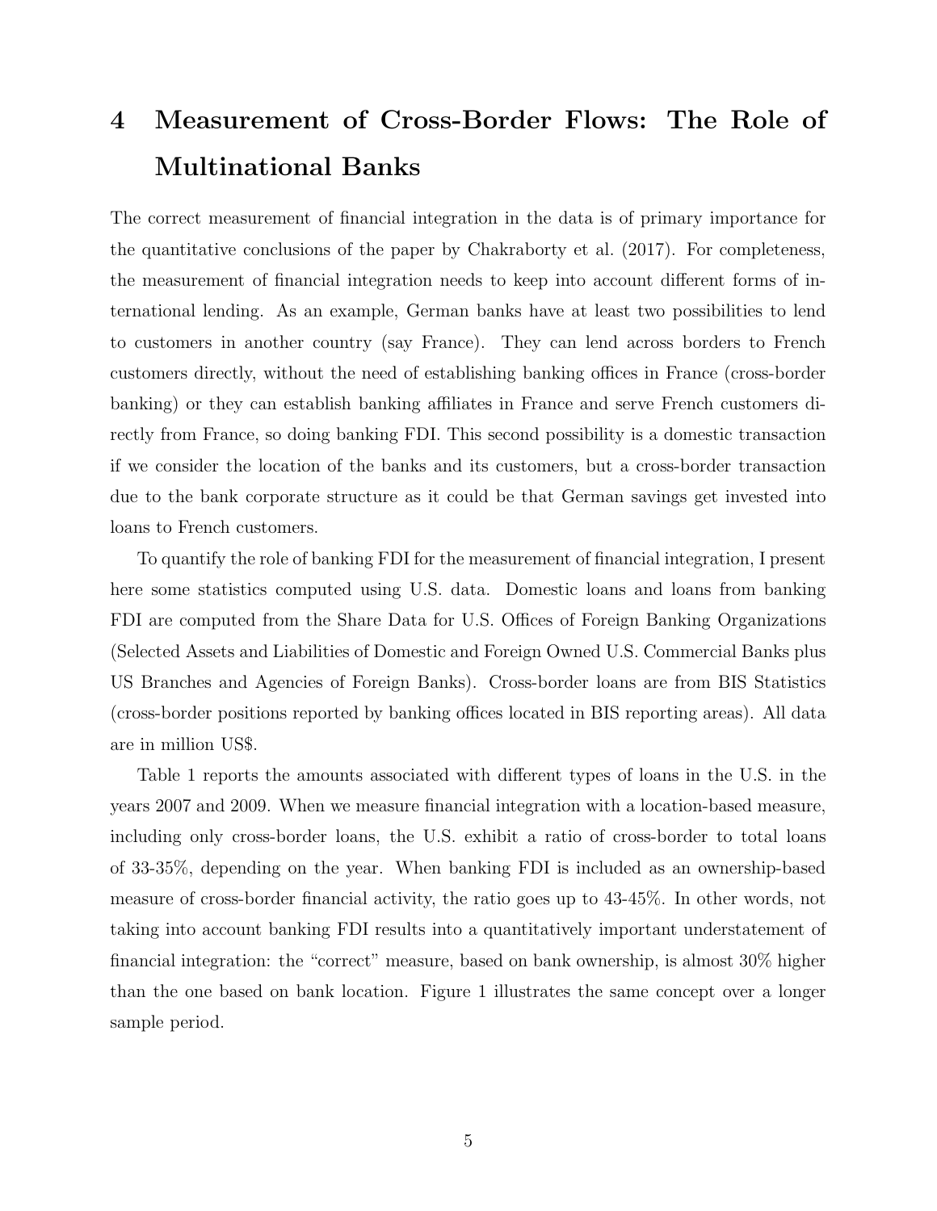# 4 Measurement of Cross-Border Flows: The Role of Multinational Banks

The correct measurement of financial integration in the data is of primary importance for the quantitative conclusions of the paper by Chakraborty et al. (2017). For completeness, the measurement of financial integration needs to keep into account different forms of international lending. As an example, German banks have at least two possibilities to lend to customers in another country (say France). They can lend across borders to French customers directly, without the need of establishing banking offices in France (cross-border banking) or they can establish banking affiliates in France and serve French customers directly from France, so doing banking FDI. This second possibility is a domestic transaction if we consider the location of the banks and its customers, but a cross-border transaction due to the bank corporate structure as it could be that German savings get invested into loans to French customers.

To quantify the role of banking FDI for the measurement of financial integration, I present here some statistics computed using U.S. data. Domestic loans and loans from banking FDI are computed from the Share Data for U.S. Offices of Foreign Banking Organizations (Selected Assets and Liabilities of Domestic and Foreign Owned U.S. Commercial Banks plus US Branches and Agencies of Foreign Banks). Cross-border loans are from BIS Statistics (cross-border positions reported by banking offices located in BIS reporting areas). All data are in million US$.

Table 1 reports the amounts associated with different types of loans in the U.S. in the years 2007 and 2009. When we measure financial integration with a location-based measure, including only cross-border loans, the U.S. exhibit a ratio of cross-border to total loans of 33-35%, depending on the year. When banking FDI is included as an ownership-based measure of cross-border financial activity, the ratio goes up to 43-45%. In other words, not taking into account banking FDI results into a quantitatively important understatement of financial integration: the "correct" measure, based on bank ownership, is almost 30% higher than the one based on bank location. Figure 1 illustrates the same concept over a longer sample period.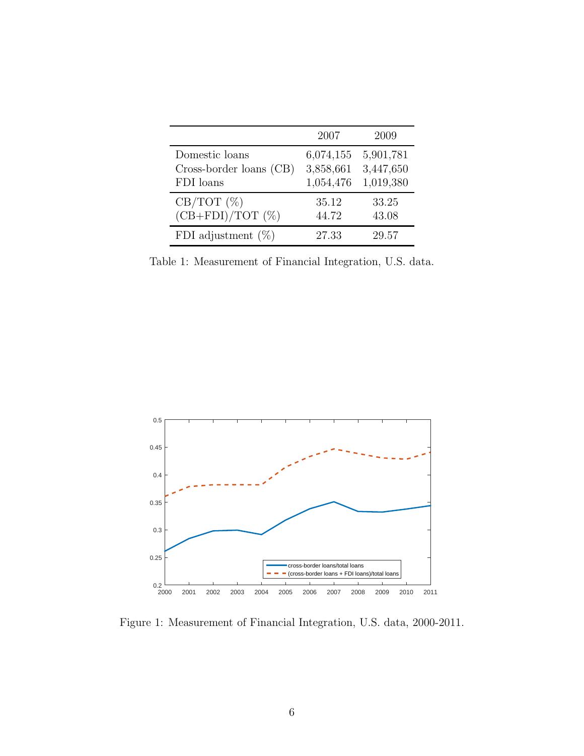| | 2007 | 2009 |
|---|---|---|
| Domestic loans | 6,074,155 | 5,901,781 |
| Cross-border loans (CB) | 3,858,661 | 3,447,650 |
| FDI loans | 1,054,476 | 1,019,380 |
| CB/TOT (%) | 35.12 | 33.25 |
| (CB+FDI)/TOT (%) | 44.72 | 43.08 |
| FDI adjustment (%) | 27.33 | 29.57 |

Table 1: Measurement of Financial Integration, U.S. data.

Figure 1: Measurement of Financial Integration, U.S. data, 2000-2011.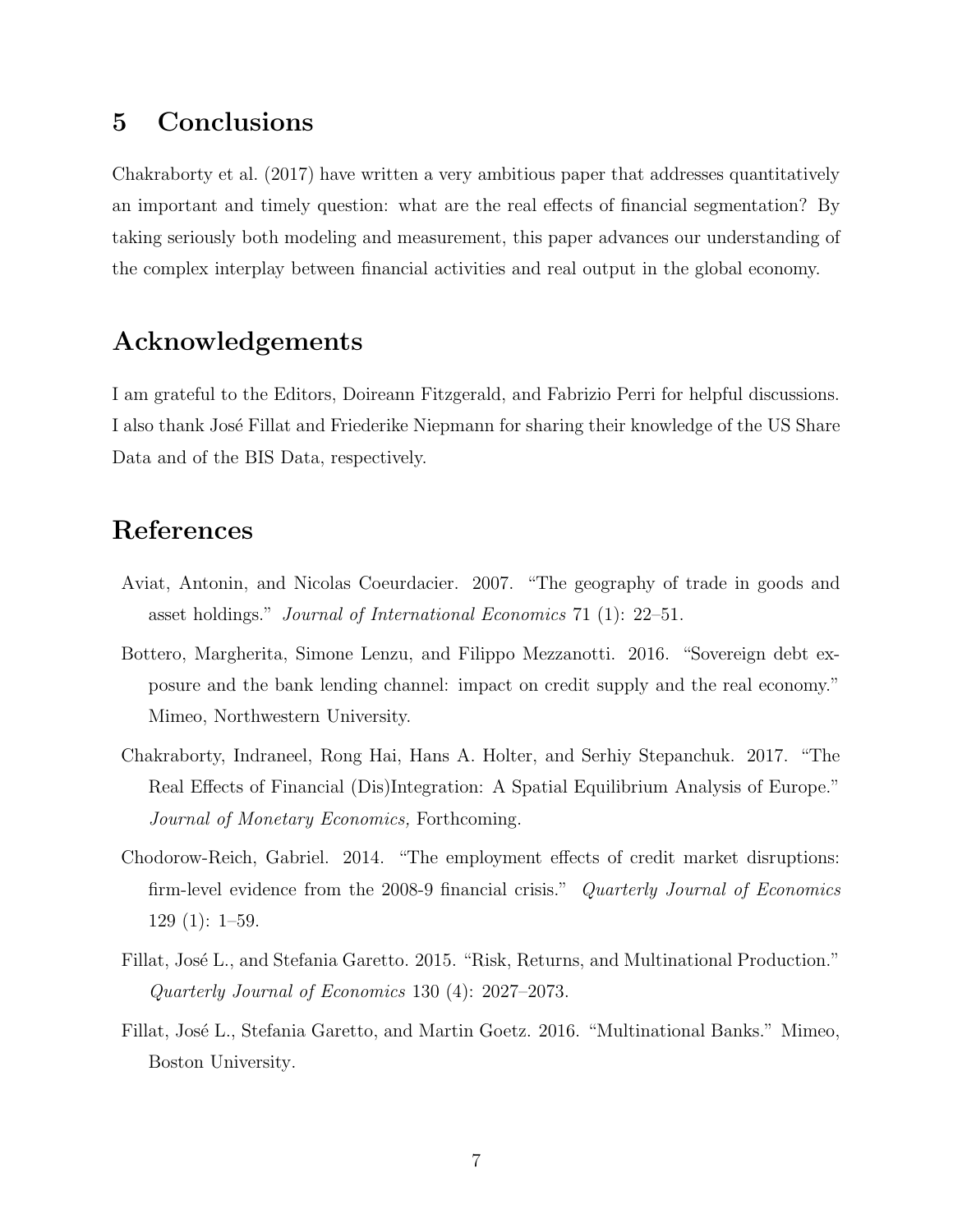## 5 Conclusions

Chakraborty et al. (2017) have written a very ambitious paper that addresses quantitatively an important and timely question: what are the real effects of financial segmentation? By taking seriously both modeling and measurement, this paper advances our understanding of the complex interplay between financial activities and real output in the global economy.

## Acknowledgements

I am grateful to the Editors, Doireann Fitzgerald, and Fabrizio Perri for helpful discussions. I also thank José Fillat and Friederike Niepmann for sharing their knowledge of the US Share Data and of the BIS Data, respectively.

## References

Aviat, Antonin, and Nicolas Coeurdacier. 2007. "The geography of trade in goods and asset holdings." *Journal of International Economics* 71 (1): 22–51.

Bottero, Margherita, Simone Lenzu, and Filippo Mezzanotti. 2016. "Sovereign debt exposure and the bank lending channel: impact on credit supply and the real economy." Mimeo, Northwestern University.

Chakraborty, Indraneel, Rong Hai, Hans A. Holter, and Serhiy Stepanchuk. 2017. "The Real Effects of Financial (Dis)Integration: A Spatial Equilibrium Analysis of Europe." *Journal of Monetary Economics,* Forthcoming.

Chodorow-Reich, Gabriel. 2014. "The employment effects of credit market disruptions: firm-level evidence from the 2008-9 financial crisis." *Quarterly Journal of Economics* 129 (1): 1–59.

Fillat, José L., and Stefania Garetto. 2015. "Risk, Returns, and Multinational Production." *Quarterly Journal of Economics* 130 (4): 2027–2073.

Fillat, José L., Stefania Garetto, and Martin Goetz. 2016. "Multinational Banks." Mimeo, Boston University.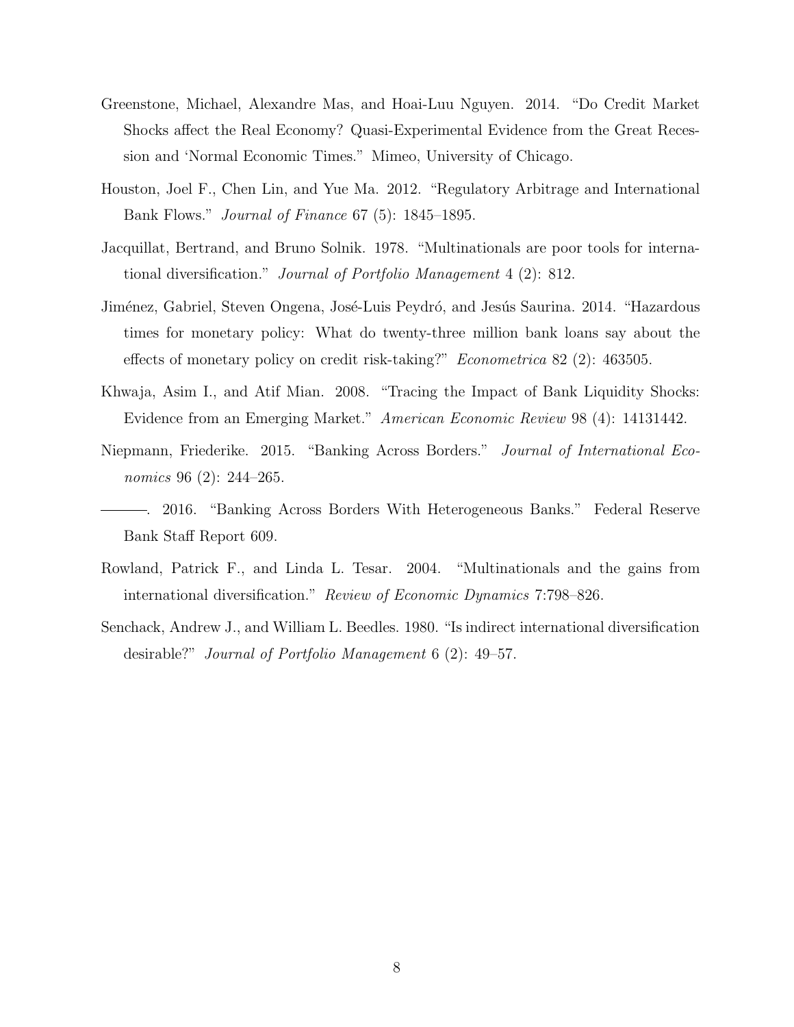Greenstone, Michael, Alexandre Mas, and Hoai-Luu Nguyen. 2014. "Do Credit Market Shocks affect the Real Economy? Quasi-Experimental Evidence from the Great Recession and 'Normal Economic Times." Mimeo, University of Chicago.

Houston, Joel F., Chen Lin, and Yue Ma. 2012. "Regulatory Arbitrage and International Bank Flows." *Journal of Finance* 67 (5): 1845–1895.

Jacquillat, Bertrand, and Bruno Solnik. 1978. "Multinationals are poor tools for international diversification." *Journal of Portfolio Management* 4 (2): 812.

Jiménez, Gabriel, Steven Ongena, José-Luis Peydró, and Jesús Saurina. 2014. "Hazardous times for monetary policy: What do twenty-three million bank loans say about the effects of monetary policy on credit risk-taking?" *Econometrica* 82 (2): 463505.

Khwaja, Asim I., and Atif Mian. 2008. "Tracing the Impact of Bank Liquidity Shocks: Evidence from an Emerging Market." *American Economic Review* 98 (4): 14131442.

Niepmann, Friederike. 2015. "Banking Across Borders." *Journal of International Economics* 96 (2): 244–265.

———. 2016. "Banking Across Borders With Heterogeneous Banks." Federal Reserve Bank Staff Report 609.

Rowland, Patrick F., and Linda L. Tesar. 2004. "Multinationals and the gains from international diversification." *Review of Economic Dynamics* 7:798–826.

Senchack, Andrew J., and William L. Beedles. 1980. "Is indirect international diversification desirable?" *Journal of Portfolio Management* 6 (2): 49–57.